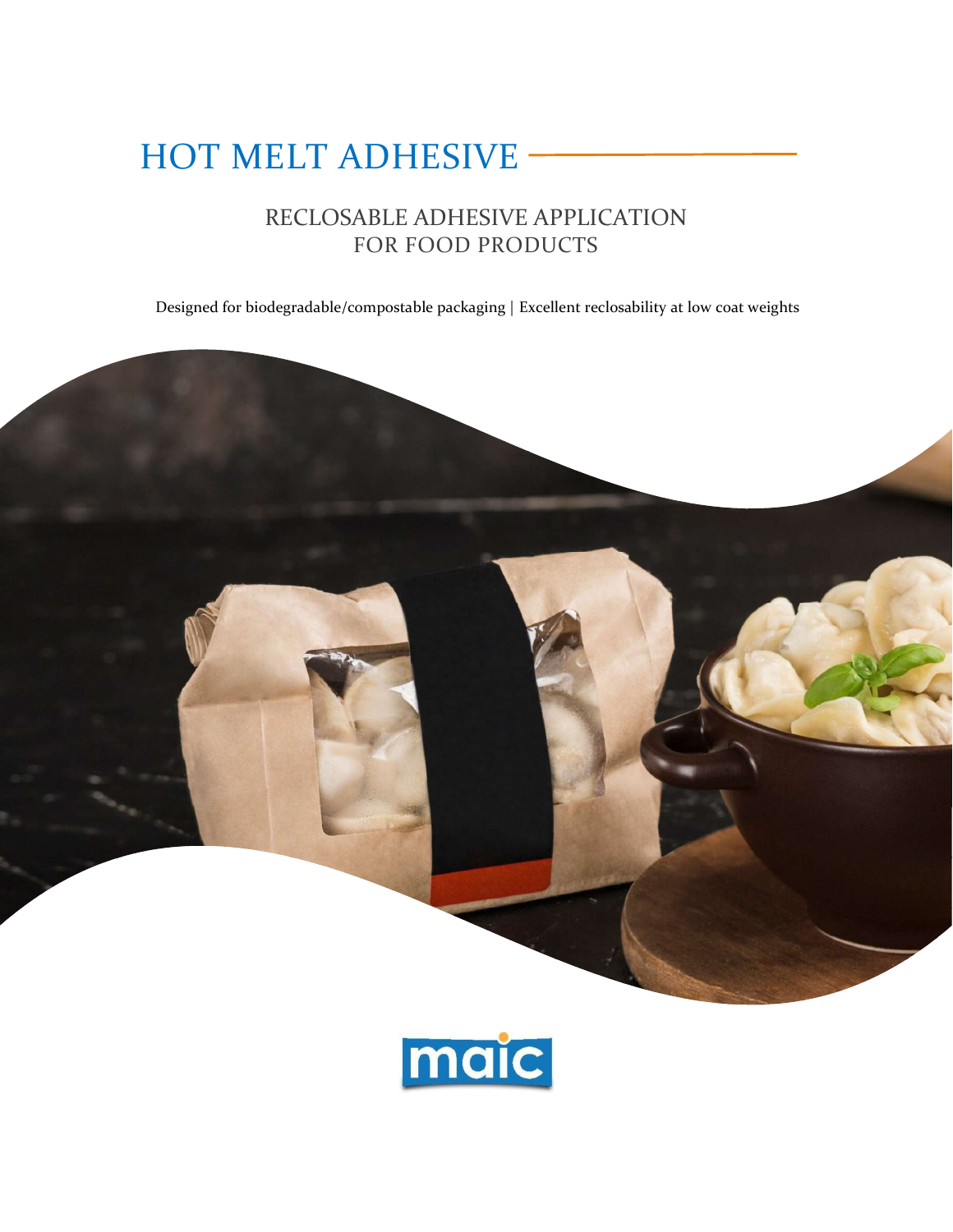# HOT MELT ADHESIVE

## RECLOSABLE ADHESIVE APPLICATION FOR FOOD PRODUCTS

Designed for biodegradable/compostable packaging | Excellent reclosability at low coat weights

maic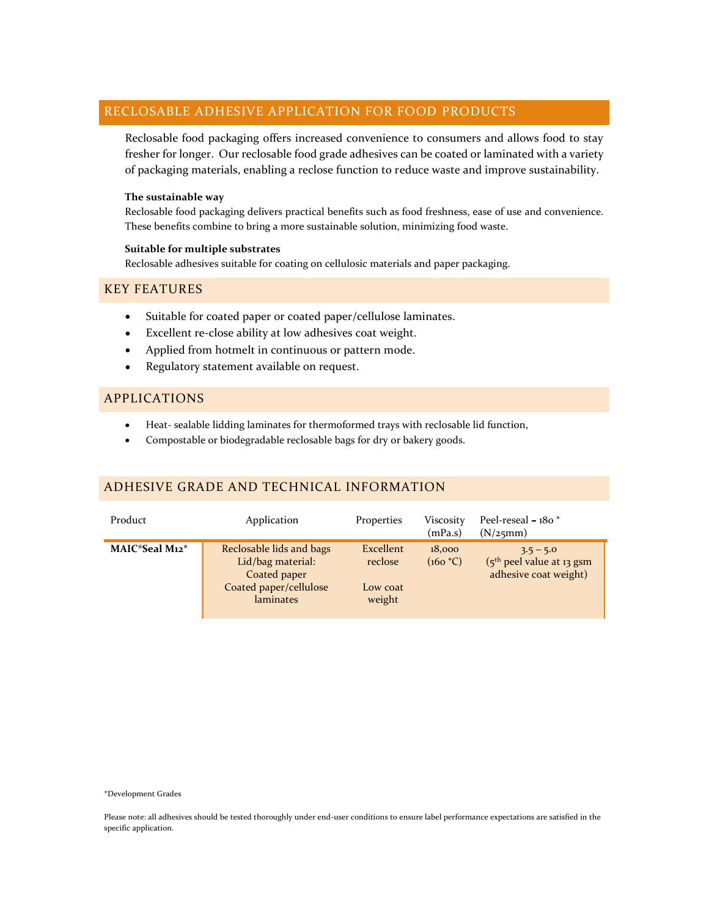## RECLOSABLE ADHESIVE APPLICATION FOR FOOD PRODUCTS

Reclosable food packaging offers increased convenience to consumers and allows food to stay fresher for longer. Our reclosable food grade adhesives can be coated or laminated with a variety of packaging materials, enabling a reclose function to reduce waste and improve sustainability.

**The sustainable way**

Reclosable food packaging delivers practical benefits such as food freshness, ease of use and convenience. These benefits combine to bring a more sustainable solution, minimizing food waste.

**Suitable for multiple substrates**

Reclosable adhesives suitable for coating on cellulosic materials and paper packaging.

## KEY FEATURES

- Suitable for coated paper or coated paper/cellulose laminates.
- Excellent re-close ability at low adhesives coat weight.
- Applied from hotmelt in continuous or pattern mode.
- Regulatory statement available on request.

## APPLICATIONS

- Heat- sealable lidding laminates for thermoformed trays with reclosable lid function,
- Compostable or biodegradable reclosable bags for dry or bakery goods.

## ADHESIVE GRADE AND TECHNICAL INFORMATION

| Product | Application | Properties | Viscosity (mPa.s) | Peel-reseal – 180 ° (N/25mm) |
|---|---|---|---|---|
| **MAIC®Seal M12*** | Reclosable lids and bags<br>Lid/bag material:<br>Coated paper<br>Coated paper/cellulose laminates | Excellent reclose<br><br>Low coat weight | 18,000 (160 °C) | 3.5 – 5.0 (5th peel value at 13 gsm adhesive coat weight) |

*Development Grades

Please note: all adhesives should be tested thoroughly under end-user conditions to ensure label performance expectations are satisfied in the specific application.